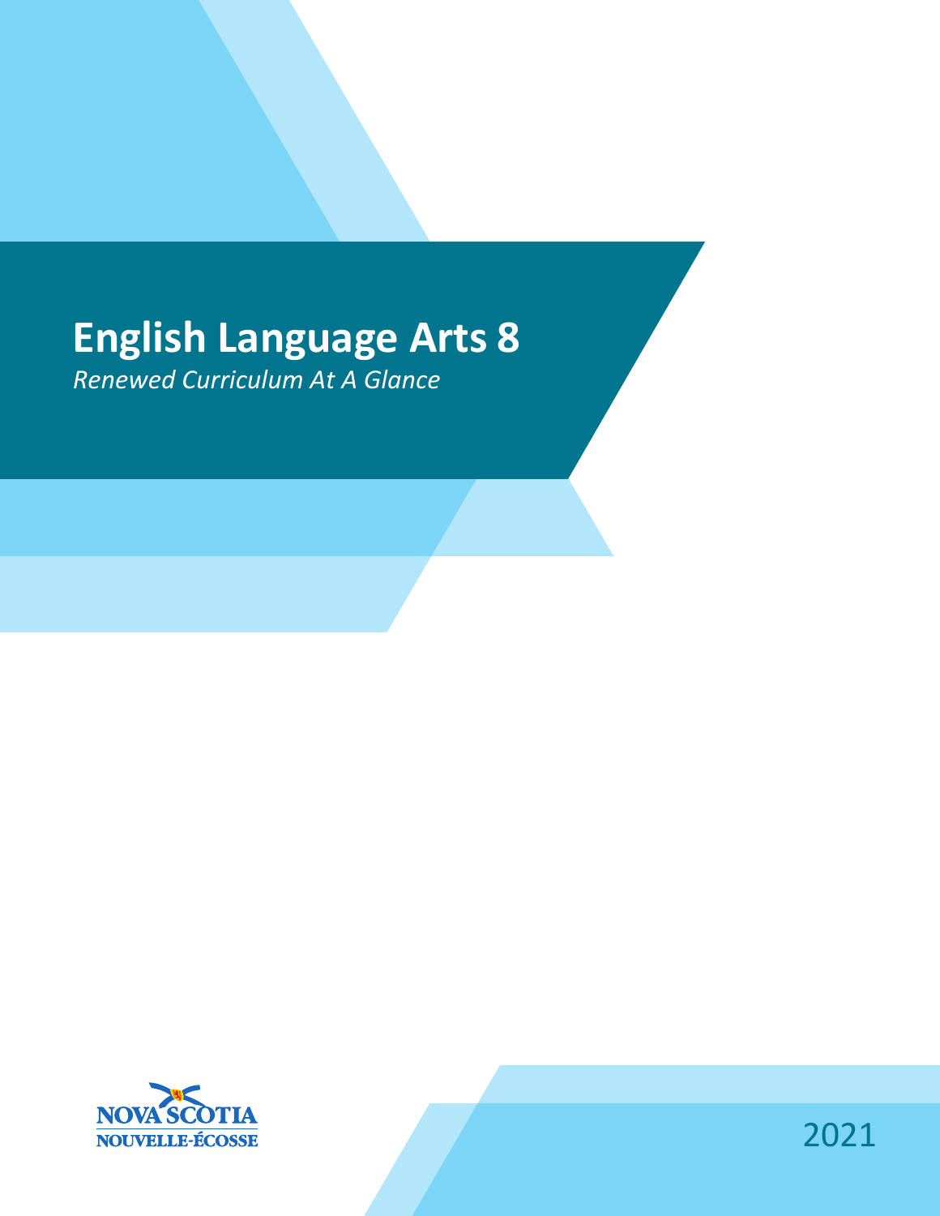# English Language Arts 8

*Renewed Curriculum At A Glance*

NOVA SCOTIA
NOUVELLE-ÉCOSSE

2021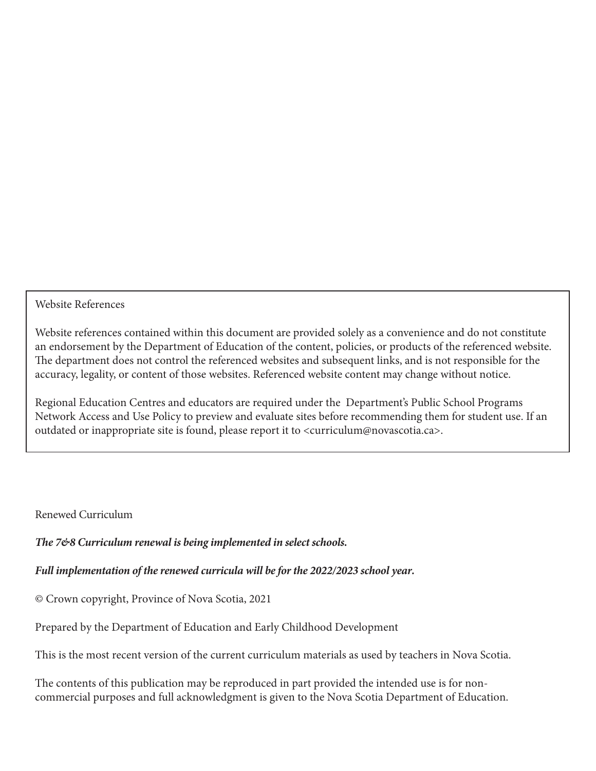Website References

Website references contained within this document are provided solely as a convenience and do not constitute an endorsement by the Department of Education of the content, policies, or products of the referenced website. The department does not control the referenced websites and subsequent links, and is not responsible for the accuracy, legality, or content of those websites. Referenced website content may change without notice.

Regional Education Centres and educators are required under the Department's Public School Programs Network Access and Use Policy to preview and evaluate sites before recommending them for student use. If an outdated or inappropriate site is found, please report it to <curriculum@novascotia.ca>.

Renewed Curriculum

***The 7&8 Curriculum renewal is being implemented in select schools.***

***Full implementation of the renewed curricula will be for the 2022/2023 school year.***

© Crown copyright, Province of Nova Scotia, 2021

Prepared by the Department of Education and Early Childhood Development

This is the most recent version of the current curriculum materials as used by teachers in Nova Scotia.

The contents of this publication may be reproduced in part provided the intended use is for non-commercial purposes and full acknowledgment is given to the Nova Scotia Department of Education.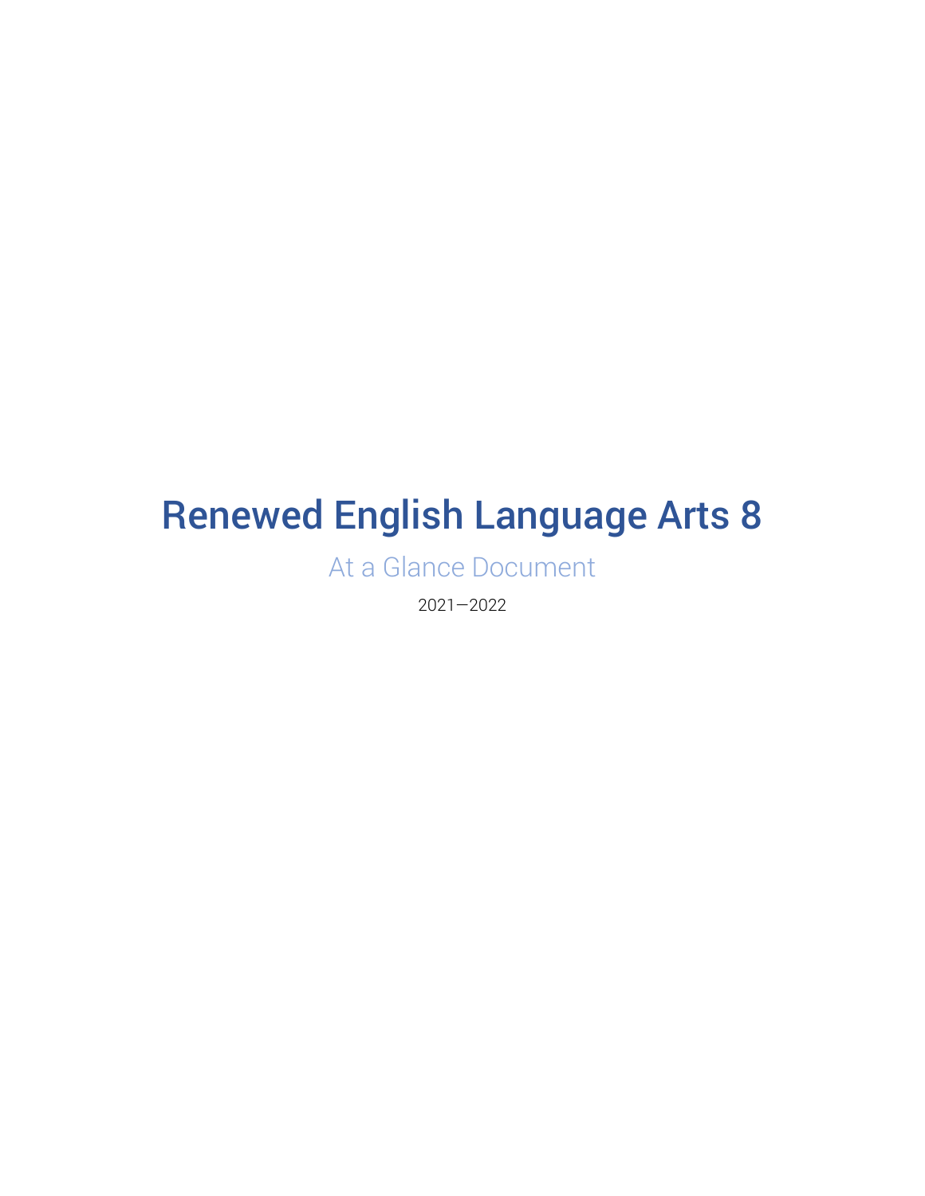# Renewed English Language Arts 8

## At a Glance Document

2021—2022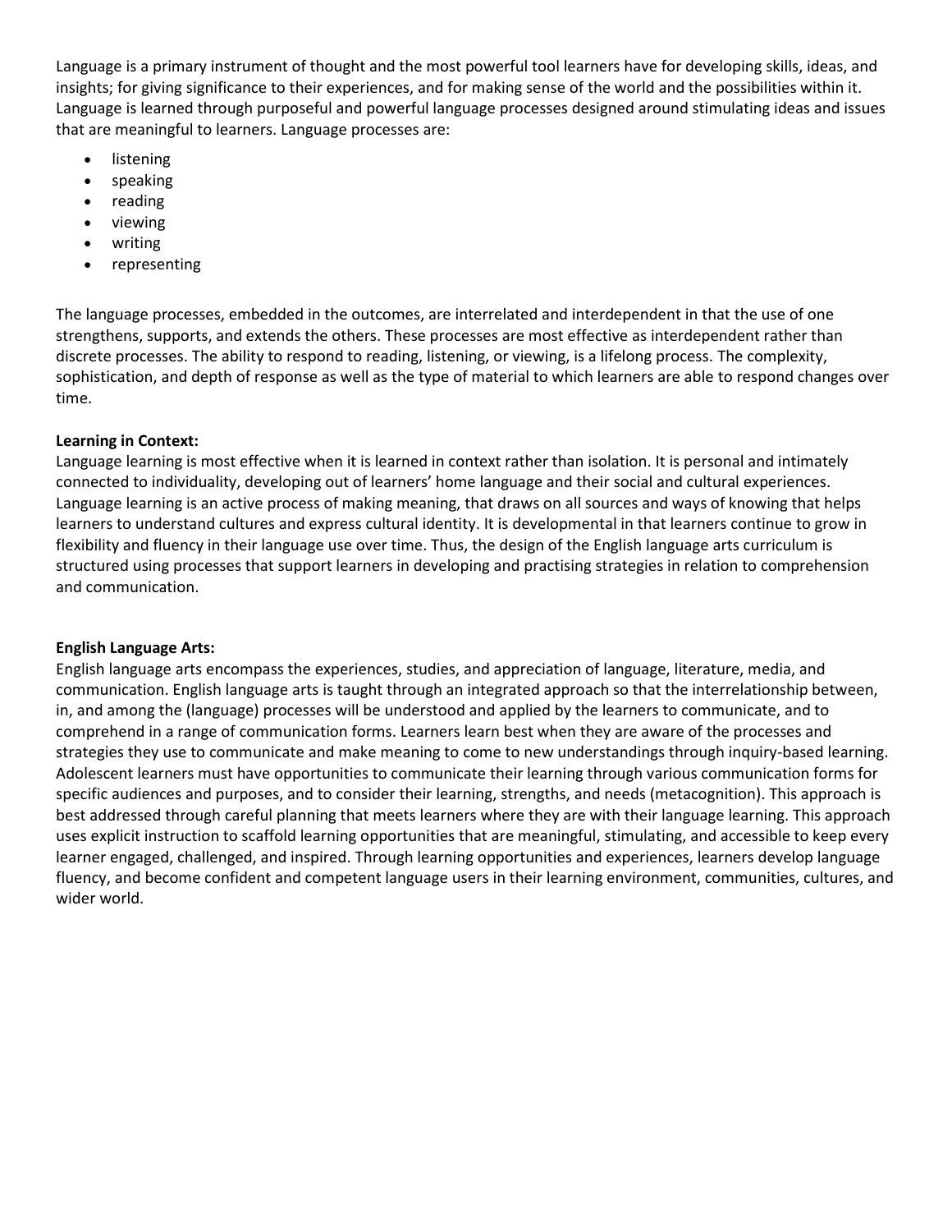Language is a primary instrument of thought and the most powerful tool learners have for developing skills, ideas, and insights; for giving significance to their experiences, and for making sense of the world and the possibilities within it. Language is learned through purposeful and powerful language processes designed around stimulating ideas and issues that are meaningful to learners. Language processes are:

- listening
- speaking
- reading
- viewing
- writing
- representing

The language processes, embedded in the outcomes, are interrelated and interdependent in that the use of one strengthens, supports, and extends the others. These processes are most effective as interdependent rather than discrete processes. The ability to respond to reading, listening, or viewing, is a lifelong process. The complexity, sophistication, and depth of response as well as the type of material to which learners are able to respond changes over time.

**Learning in Context:**

Language learning is most effective when it is learned in context rather than isolation. It is personal and intimately connected to individuality, developing out of learners' home language and their social and cultural experiences. Language learning is an active process of making meaning, that draws on all sources and ways of knowing that helps learners to understand cultures and express cultural identity. It is developmental in that learners continue to grow in flexibility and fluency in their language use over time. Thus, the design of the English language arts curriculum is structured using processes that support learners in developing and practising strategies in relation to comprehension and communication.

**English Language Arts:**

English language arts encompass the experiences, studies, and appreciation of language, literature, media, and communication. English language arts is taught through an integrated approach so that the interrelationship between, in, and among the (language) processes will be understood and applied by the learners to communicate, and to comprehend in a range of communication forms. Learners learn best when they are aware of the processes and strategies they use to communicate and make meaning to come to new understandings through inquiry-based learning. Adolescent learners must have opportunities to communicate their learning through various communication forms for specific audiences and purposes, and to consider their learning, strengths, and needs (metacognition). This approach is best addressed through careful planning that meets learners where they are with their language learning. This approach uses explicit instruction to scaffold learning opportunities that are meaningful, stimulating, and accessible to keep every learner engaged, challenged, and inspired. Through learning opportunities and experiences, learners develop language fluency, and become confident and competent language users in their learning environment, communities, cultures, and wider world.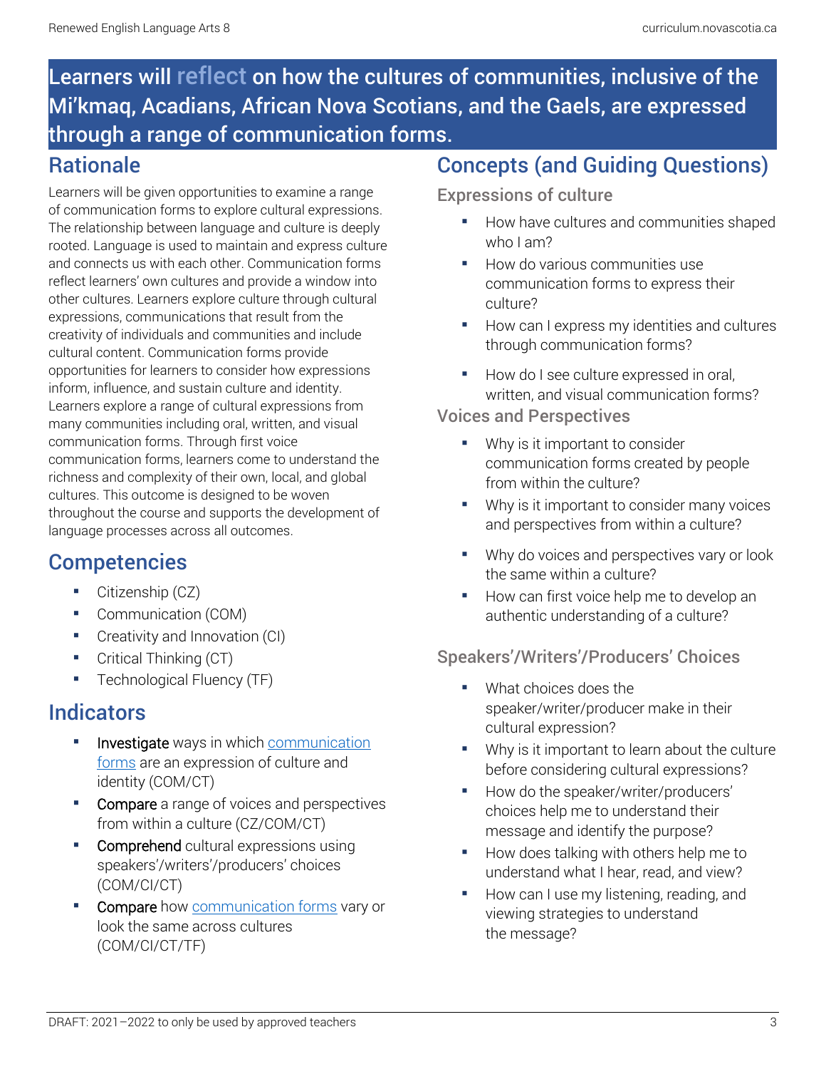# Learners will **reflect** on how the cultures of communities, inclusive of the Mi'kmaq, Acadians, African Nova Scotians, and the Gaels, are expressed through a range of communication forms.

## Rationale

Learners will be given opportunities to examine a range of communication forms to explore cultural expressions. The relationship between language and culture is deeply rooted. Language is used to maintain and express culture and connects us with each other. Communication forms reflect learners' own cultures and provide a window into other cultures. Learners explore culture through cultural expressions, communications that result from the creativity of individuals and communities and include cultural content. Communication forms provide opportunities for learners to consider how expressions inform, influence, and sustain culture and identity. Learners explore a range of cultural expressions from many communities including oral, written, and visual communication forms. Through first voice communication forms, learners come to understand the richness and complexity of their own, local, and global cultures. This outcome is designed to be woven throughout the course and supports the development of language processes across all outcomes.

## Competencies

- Citizenship (CZ)
- Communication (COM)
- Creativity and Innovation (CI)
- Critical Thinking (CT)
- Technological Fluency (TF)

## Indicators

- **Investigate** ways in which communication forms are an expression of culture and identity (COM/CT)
- **Compare** a range of voices and perspectives from within a culture (CZ/COM/CT)
- **Comprehend** cultural expressions using speakers'/writers'/producers' choices (COM/CI/CT)
- **Compare** how communication forms vary or look the same across cultures (COM/CI/CT/TF)

## Concepts (and Guiding Questions)

### Expressions of culture

- How have cultures and communities shaped who I am?
- How do various communities use communication forms to express their culture?
- How can I express my identities and cultures through communication forms?
- How do I see culture expressed in oral, written, and visual communication forms?

### Voices and Perspectives

- Why is it important to consider communication forms created by people from within the culture?
- Why is it important to consider many voices and perspectives from within a culture?
- Why do voices and perspectives vary or look the same within a culture?
- How can first voice help me to develop an authentic understanding of a culture?

### Speakers'/Writers'/Producers' Choices

- What choices does the speaker/writer/producer make in their cultural expression?
- Why is it important to learn about the culture before considering cultural expressions?
- How do the speaker/writer/producers' choices help me to understand their message and identify the purpose?
- How does talking with others help me to understand what I hear, read, and view?
- How can I use my listening, reading, and viewing strategies to understand the message?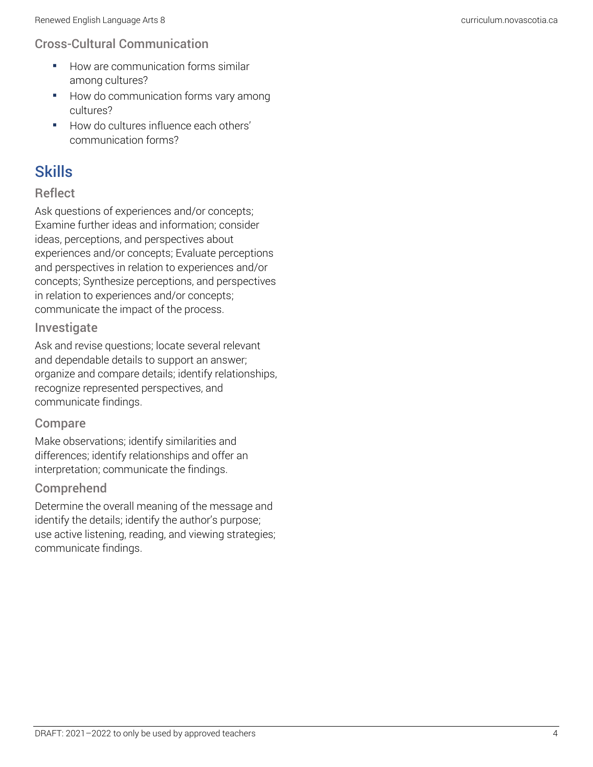### Cross-Cultural Communication

- How are communication forms similar among cultures?
- How do communication forms vary among cultures?
- How do cultures influence each others' communication forms?

## Skills

### Reflect

Ask questions of experiences and/or concepts; Examine further ideas and information; consider ideas, perceptions, and perspectives about experiences and/or concepts; Evaluate perceptions and perspectives in relation to experiences and/or concepts; Synthesize perceptions, and perspectives in relation to experiences and/or concepts; communicate the impact of the process.

### Investigate

Ask and revise questions; locate several relevant and dependable details to support an answer; organize and compare details; identify relationships, recognize represented perspectives, and communicate findings.

### Compare

Make observations; identify similarities and differences; identify relationships and offer an interpretation; communicate the findings.

### Comprehend

Determine the overall meaning of the message and identify the details; identify the author's purpose; use active listening, reading, and viewing strategies; communicate findings.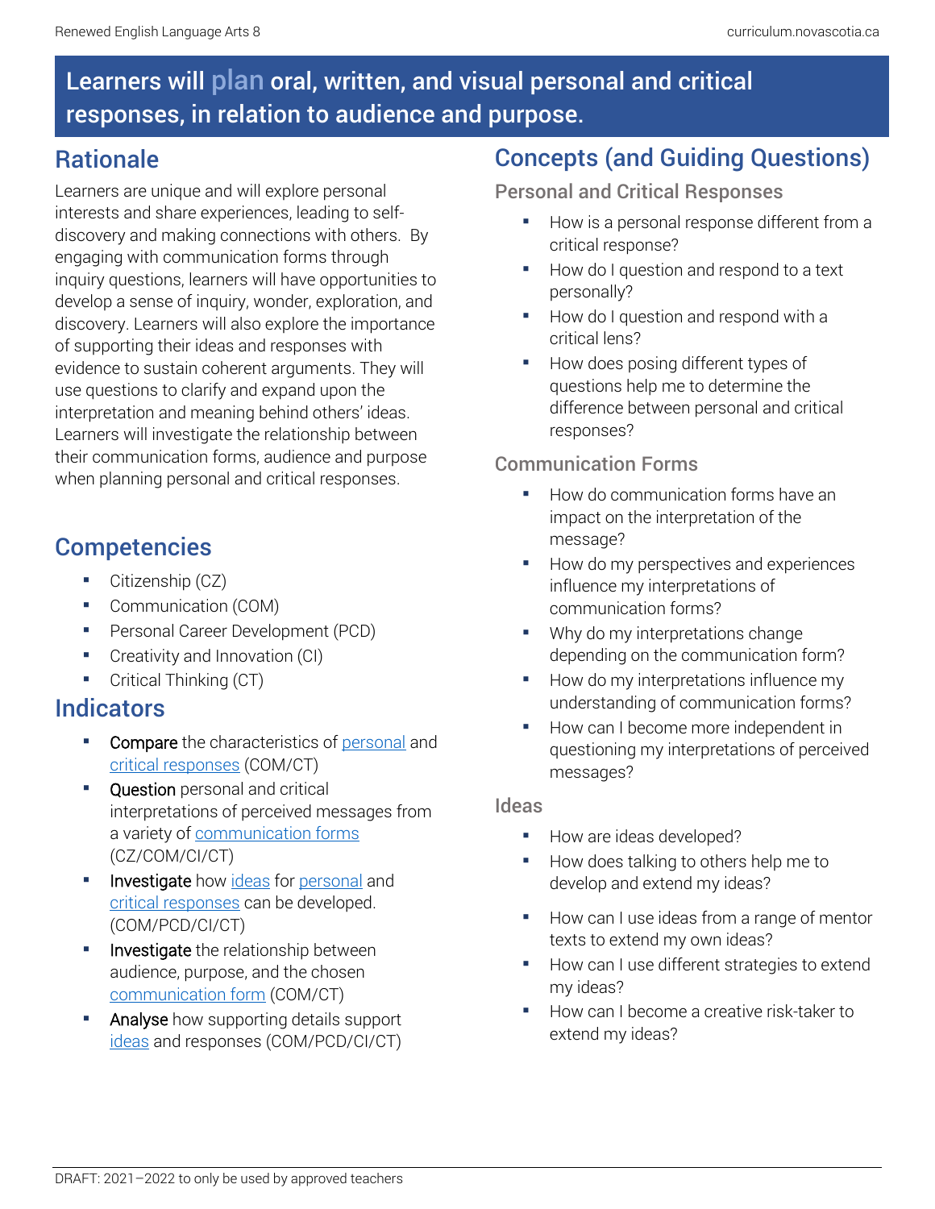# Learners will plan oral, written, and visual personal and critical responses, in relation to audience and purpose.

## Rationale

Learners are unique and will explore personal interests and share experiences, leading to self-discovery and making connections with others. By engaging with communication forms through inquiry questions, learners will have opportunities to develop a sense of inquiry, wonder, exploration, and discovery. Learners will also explore the importance of supporting their ideas and responses with evidence to sustain coherent arguments. They will use questions to clarify and expand upon the interpretation and meaning behind others' ideas. Learners will investigate the relationship between their communication forms, audience and purpose when planning personal and critical responses.

## Competencies

- Citizenship (CZ)
- Communication (COM)
- Personal Career Development (PCD)
- Creativity and Innovation (CI)
- Critical Thinking (CT)

## Indicators

- Compare the characteristics of personal and critical responses (COM/CT)
- Question personal and critical interpretations of perceived messages from a variety of communication forms (CZ/COM/CI/CT)
- Investigate how ideas for personal and critical responses can be developed. (COM/PCD/CI/CT)
- Investigate the relationship between audience, purpose, and the chosen communication form (COM/CT)
- Analyse how supporting details support ideas and responses (COM/PCD/CI/CT)

## Concepts (and Guiding Questions)

### Personal and Critical Responses

- How is a personal response different from a critical response?
- How do I question and respond to a text personally?
- How do I question and respond with a critical lens?
- How does posing different types of questions help me to determine the difference between personal and critical responses?

### Communication Forms

- How do communication forms have an impact on the interpretation of the message?
- How do my perspectives and experiences influence my interpretations of communication forms?
- Why do my interpretations change depending on the communication form?
- How do my interpretations influence my understanding of communication forms?
- How can I become more independent in questioning my interpretations of perceived messages?

### Ideas

- How are ideas developed?
- How does talking to others help me to develop and extend my ideas?
- How can I use ideas from a range of mentor texts to extend my own ideas?
- How can I use different strategies to extend my ideas?
- How can I become a creative risk-taker to extend my ideas?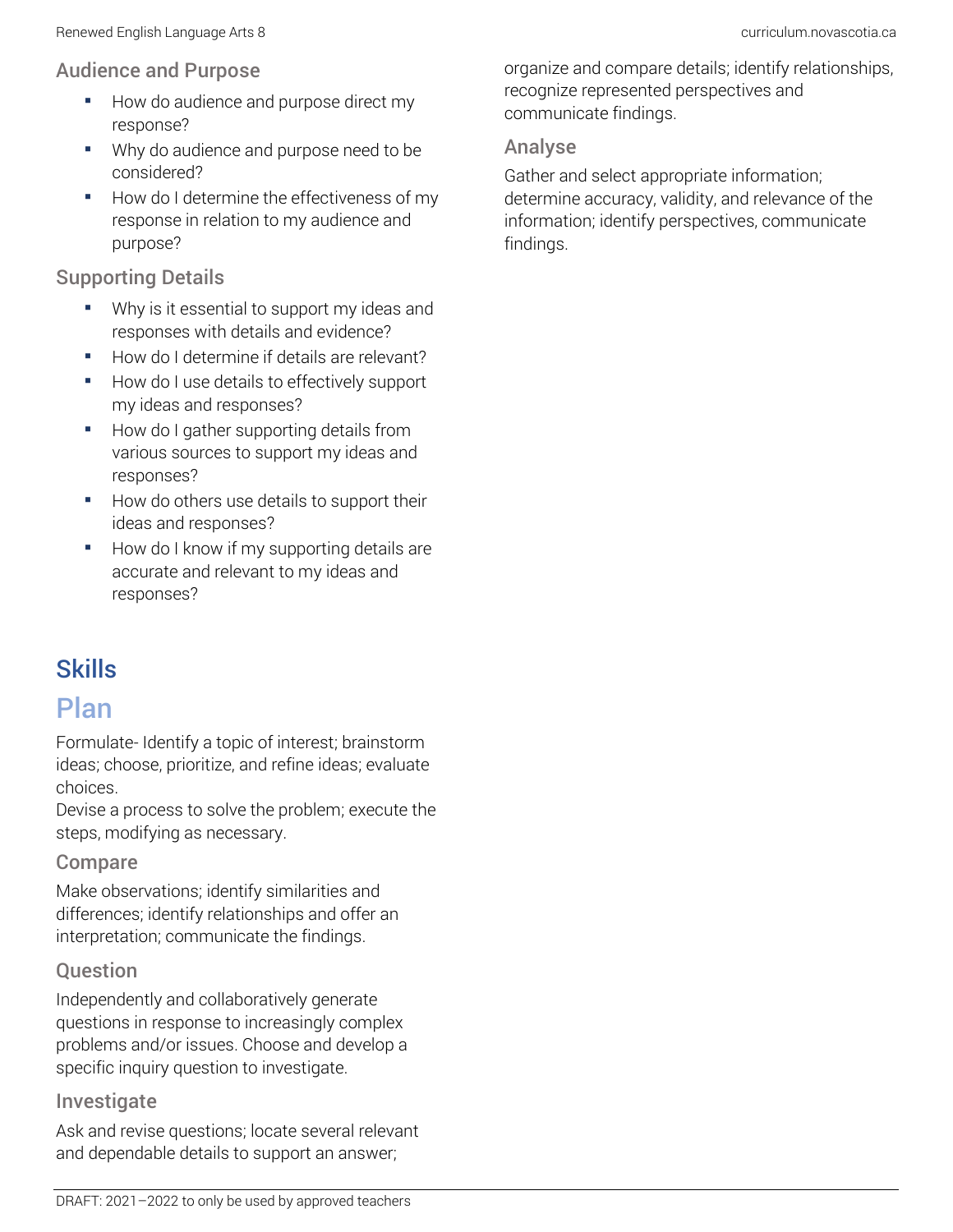### Audience and Purpose

- How do audience and purpose direct my response?
- Why do audience and purpose need to be considered?
- How do I determine the effectiveness of my response in relation to my audience and purpose?

### Supporting Details

- Why is it essential to support my ideas and responses with details and evidence?
- How do I determine if details are relevant?
- How do I use details to effectively support my ideas and responses?
- How do I gather supporting details from various sources to support my ideas and responses?
- How do others use details to support their ideas and responses?
- How do I know if my supporting details are accurate and relevant to my ideas and responses?

## Skills

## Plan

Formulate- Identify a topic of interest; brainstorm ideas; choose, prioritize, and refine ideas; evaluate choices.
Devise a process to solve the problem; execute the steps, modifying as necessary.

### Compare

Make observations; identify similarities and differences; identify relationships and offer an interpretation; communicate the findings.

### Question

Independently and collaboratively generate questions in response to increasingly complex problems and/or issues. Choose and develop a specific inquiry question to investigate.

### Investigate

Ask and revise questions; locate several relevant and dependable details to support an answer; organize and compare details; identify relationships, recognize represented perspectives and communicate findings.

### Analyse

Gather and select appropriate information; determine accuracy, validity, and relevance of the information; identify perspectives, communicate findings.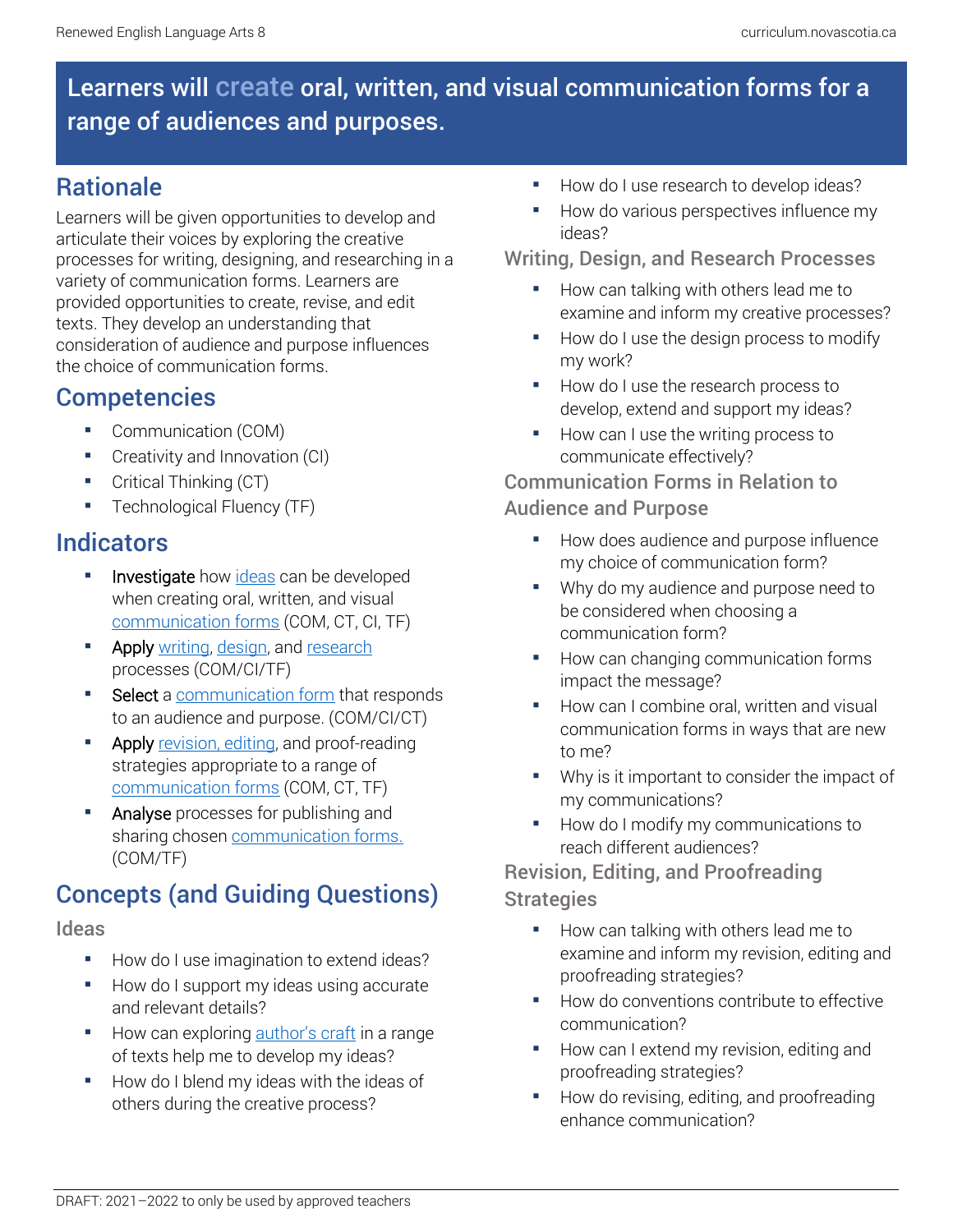## Learners will create oral, written, and visual communication forms for a range of audiences and purposes.

## Rationale

Learners will be given opportunities to develop and articulate their voices by exploring the creative processes for writing, designing, and researching in a variety of communication forms. Learners are provided opportunities to create, revise, and edit texts. They develop an understanding that consideration of audience and purpose influences the choice of communication forms.

## Competencies

- Communication (COM)
- Creativity and Innovation (CI)
- Critical Thinking (CT)
- Technological Fluency (TF)

## Indicators

- Investigate how ideas can be developed when creating oral, written, and visual communication forms (COM, CT, CI, TF)
- Apply writing, design, and research processes (COM/CI/TF)
- Select a communication form that responds to an audience and purpose. (COM/CI/CT)
- Apply revision, editing, and proof-reading strategies appropriate to a range of communication forms (COM, CT, TF)
- Analyse processes for publishing and sharing chosen communication forms. (COM/TF)

## Concepts (and Guiding Questions)

### Ideas

- How do I use imagination to extend ideas?
- How do I support my ideas using accurate and relevant details?
- How can exploring author's craft in a range of texts help me to develop my ideas?
- How do I blend my ideas with the ideas of others during the creative process?
- How do I use research to develop ideas?
- How do various perspectives influence my ideas?

### Writing, Design, and Research Processes

- How can talking with others lead me to examine and inform my creative processes?
- How do I use the design process to modify my work?
- How do I use the research process to develop, extend and support my ideas?
- How can I use the writing process to communicate effectively?

### Communication Forms in Relation to Audience and Purpose

- How does audience and purpose influence my choice of communication form?
- Why do my audience and purpose need to be considered when choosing a communication form?
- How can changing communication forms impact the message?
- How can I combine oral, written and visual communication forms in ways that are new to me?
- Why is it important to consider the impact of my communications?
- How do I modify my communications to reach different audiences?

### Revision, Editing, and Proofreading Strategies

- How can talking with others lead me to examine and inform my revision, editing and proofreading strategies?
- How do conventions contribute to effective communication?
- How can I extend my revision, editing and proofreading strategies?
- How do revising, editing, and proofreading enhance communication?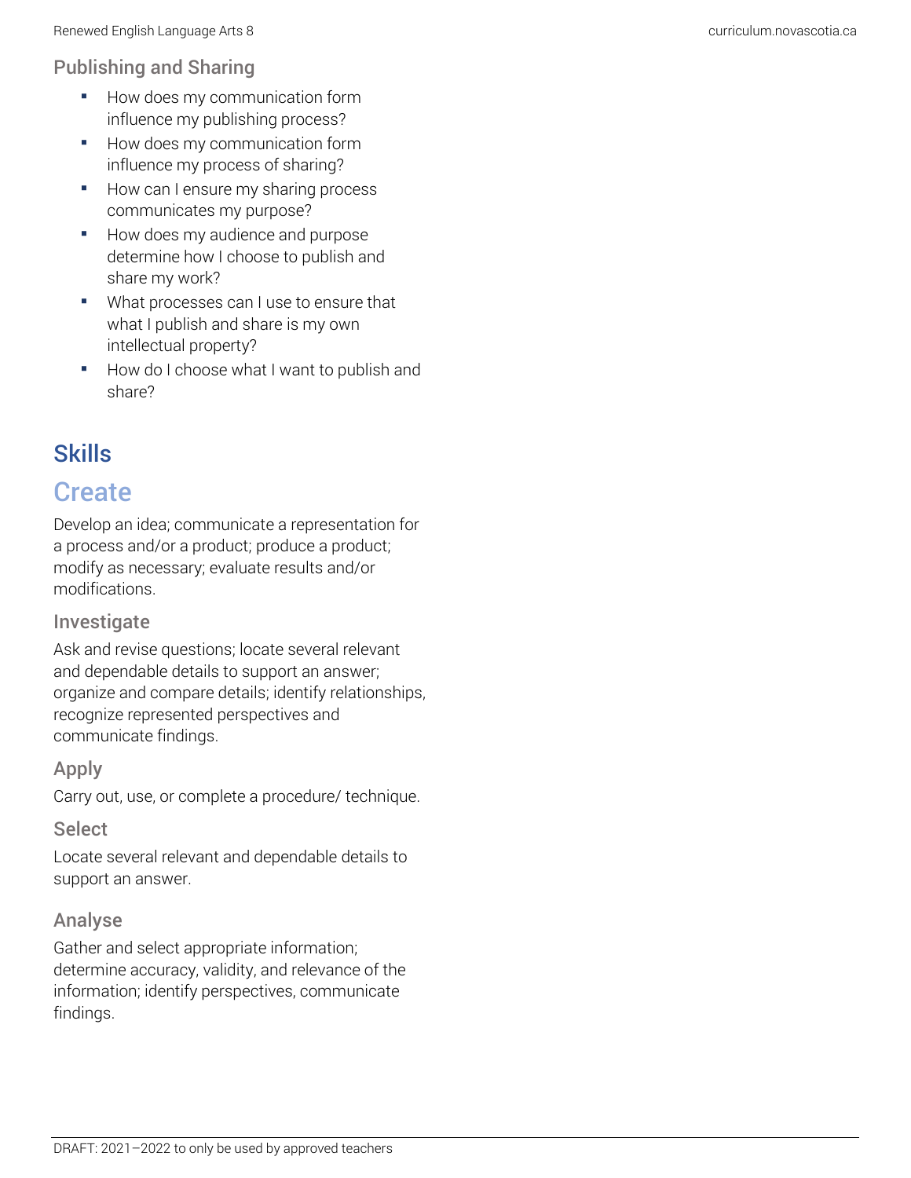### Publishing and Sharing

- How does my communication form influence my publishing process?
- How does my communication form influence my process of sharing?
- How can I ensure my sharing process communicates my purpose?
- How does my audience and purpose determine how I choose to publish and share my work?
- What processes can I use to ensure that what I publish and share is my own intellectual property?
- How do I choose what I want to publish and share?

# Skills

## Create

Develop an idea; communicate a representation for a process and/or a product; produce a product; modify as necessary; evaluate results and/or modifications.

### Investigate

Ask and revise questions; locate several relevant and dependable details to support an answer; organize and compare details; identify relationships, recognize represented perspectives and communicate findings.

### Apply

Carry out, use, or complete a procedure/ technique.

### Select

Locate several relevant and dependable details to support an answer.

### Analyse

Gather and select appropriate information; determine accuracy, validity, and relevance of the information; identify perspectives, communicate findings.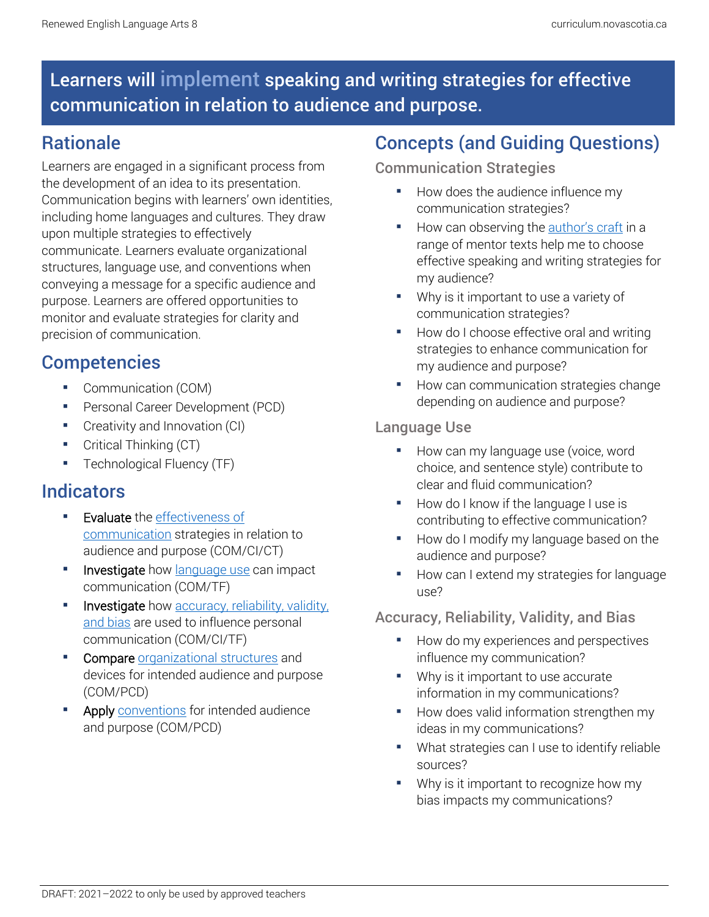# Learners will implement speaking and writing strategies for effective communication in relation to audience and purpose.

## Rationale

Learners are engaged in a significant process from the development of an idea to its presentation. Communication begins with learners' own identities, including home languages and cultures. They draw upon multiple strategies to effectively communicate. Learners evaluate organizational structures, language use, and conventions when conveying a message for a specific audience and purpose. Learners are offered opportunities to monitor and evaluate strategies for clarity and precision of communication.

## Competencies

- Communication (COM)
- Personal Career Development (PCD)
- Creativity and Innovation (CI)
- Critical Thinking (CT)
- Technological Fluency (TF)

## Indicators

- **Evaluate** the effectiveness of communication strategies in relation to audience and purpose (COM/CI/CT)
- **Investigate** how language use can impact communication (COM/TF)
- **Investigate** how accuracy, reliability, validity, and bias are used to influence personal communication (COM/CI/TF)
- **Compare** organizational structures and devices for intended audience and purpose (COM/PCD)
- **Apply** conventions for intended audience and purpose (COM/PCD)

## Concepts (and Guiding Questions)

### Communication Strategies

- How does the audience influence my communication strategies?
- How can observing the author's craft in a range of mentor texts help me to choose effective speaking and writing strategies for my audience?
- Why is it important to use a variety of communication strategies?
- How do I choose effective oral and writing strategies to enhance communication for my audience and purpose?
- How can communication strategies change depending on audience and purpose?

### Language Use

- How can my language use (voice, word choice, and sentence style) contribute to clear and fluid communication?
- How do I know if the language I use is contributing to effective communication?
- How do I modify my language based on the audience and purpose?
- How can I extend my strategies for language use?

### Accuracy, Reliability, Validity, and Bias

- How do my experiences and perspectives influence my communication?
- Why is it important to use accurate information in my communications?
- How does valid information strengthen my ideas in my communications?
- What strategies can I use to identify reliable sources?
- Why is it important to recognize how my bias impacts my communications?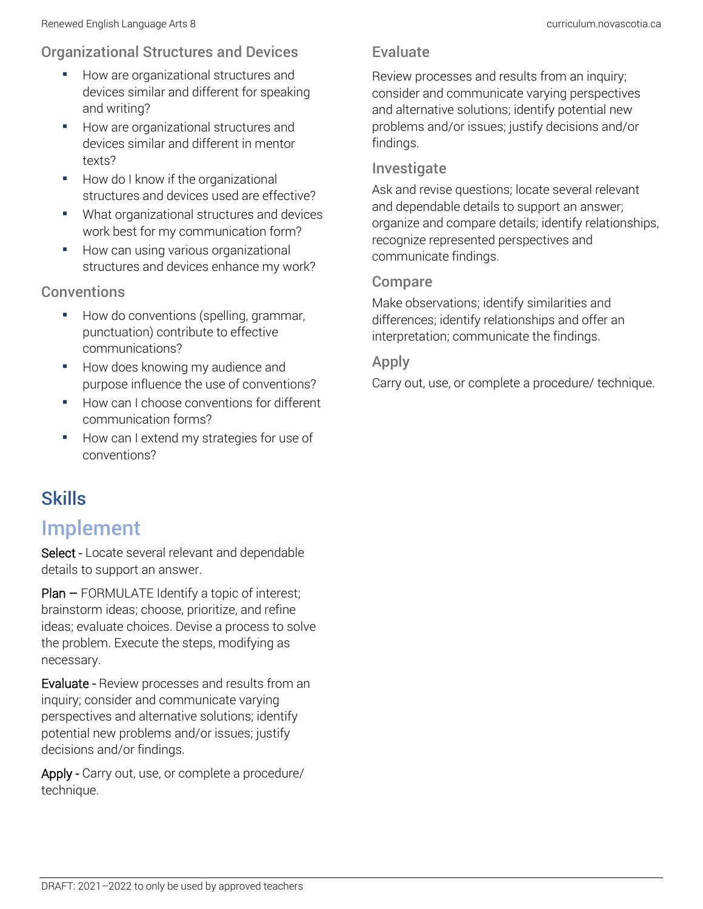### Organizational Structures and Devices

- How are organizational structures and devices similar and different for speaking and writing?
- How are organizational structures and devices similar and different in mentor texts?
- How do I know if the organizational structures and devices used are effective?
- What organizational structures and devices work best for my communication form?
- How can using various organizational structures and devices enhance my work?

### Conventions

- How do conventions (spelling, grammar, punctuation) contribute to effective communications?
- How does knowing my audience and purpose influence the use of conventions?
- How can I choose conventions for different communication forms?
- How can I extend my strategies for use of conventions?

## Skills

## Implement

Select - Locate several relevant and dependable details to support an answer.

Plan – FORMULATE Identify a topic of interest; brainstorm ideas; choose, prioritize, and refine ideas; evaluate choices. Devise a process to solve the problem. Execute the steps, modifying as necessary.

Evaluate - Review processes and results from an inquiry; consider and communicate varying perspectives and alternative solutions; identify potential new problems and/or issues; justify decisions and/or findings.

Apply - Carry out, use, or complete a procedure/ technique.

### Evaluate

Review processes and results from an inquiry; consider and communicate varying perspectives and alternative solutions; identify potential new problems and/or issues; justify decisions and/or findings.

### Investigate

Ask and revise questions; locate several relevant and dependable details to support an answer; organize and compare details; identify relationships, recognize represented perspectives and communicate findings.

### Compare

Make observations; identify similarities and differences; identify relationships and offer an interpretation; communicate the findings.

### Apply

Carry out, use, or complete a procedure/ technique.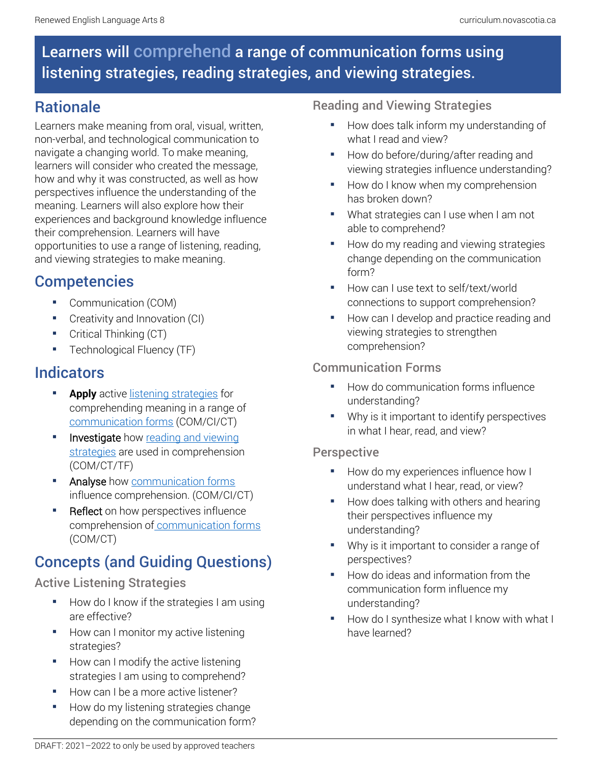# Learners will comprehend a range of communication forms using listening strategies, reading strategies, and viewing strategies.

## Rationale

Learners make meaning from oral, visual, written, non-verbal, and technological communication to navigate a changing world. To make meaning, learners will consider who created the message, how and why it was constructed, as well as how perspectives influence the understanding of the meaning. Learners will also explore how their experiences and background knowledge influence their comprehension. Learners will have opportunities to use a range of listening, reading, and viewing strategies to make meaning.

## Competencies

- Communication (COM)
- Creativity and Innovation (CI)
- Critical Thinking (CT)
- Technological Fluency (TF)

## Indicators

- **Apply** active listening strategies for comprehending meaning in a range of communication forms (COM/CI/CT)
- Investigate how reading and viewing strategies are used in comprehension (COM/CT/TF)
- Analyse how communication forms influence comprehension. (COM/CI/CT)
- Reflect on how perspectives influence comprehension of communication forms (COM/CT)

## Concepts (and Guiding Questions)

### Active Listening Strategies

- How do I know if the strategies I am using are effective?
- How can I monitor my active listening strategies?
- How can I modify the active listening strategies I am using to comprehend?
- How can I be a more active listener?
- How do my listening strategies change depending on the communication form?

### Reading and Viewing Strategies

- How does talk inform my understanding of what I read and view?
- How do before/during/after reading and viewing strategies influence understanding?
- How do I know when my comprehension has broken down?
- What strategies can I use when I am not able to comprehend?
- How do my reading and viewing strategies change depending on the communication form?
- How can I use text to self/text/world connections to support comprehension?
- How can I develop and practice reading and viewing strategies to strengthen comprehension?

### Communication Forms

- How do communication forms influence understanding?
- Why is it important to identify perspectives in what I hear, read, and view?

### Perspective

- How do my experiences influence how I understand what I hear, read, or view?
- How does talking with others and hearing their perspectives influence my understanding?
- Why is it important to consider a range of perspectives?
- How do ideas and information from the communication form influence my understanding?
- How do I synthesize what I know with what I have learned?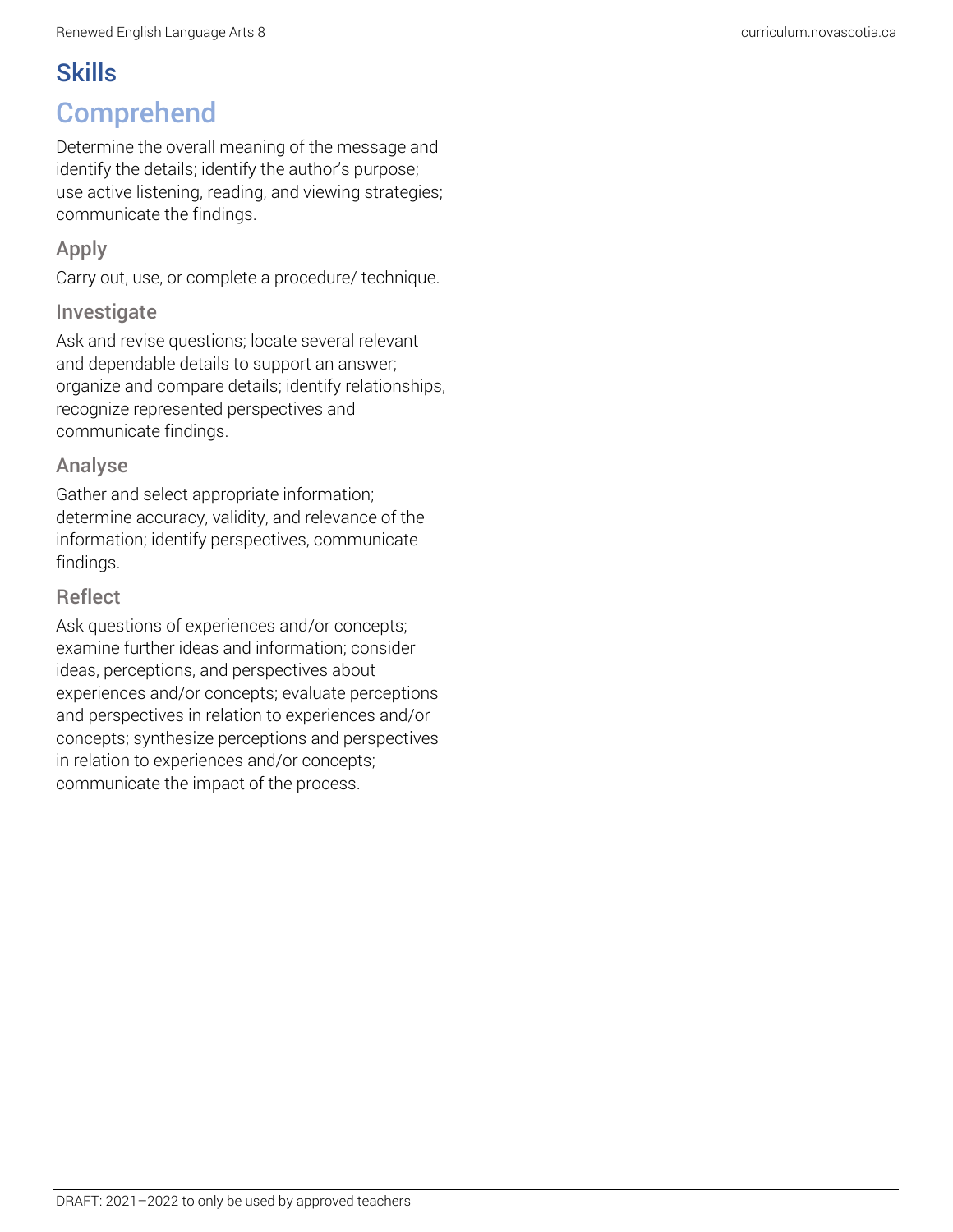# Skills

## Comprehend

Determine the overall meaning of the message and identify the details; identify the author's purpose; use active listening, reading, and viewing strategies; communicate the findings.

### Apply

Carry out, use, or complete a procedure/ technique.

### Investigate

Ask and revise questions; locate several relevant and dependable details to support an answer; organize and compare details; identify relationships, recognize represented perspectives and communicate findings.

### Analyse

Gather and select appropriate information; determine accuracy, validity, and relevance of the information; identify perspectives, communicate findings.

### Reflect

Ask questions of experiences and/or concepts; examine further ideas and information; consider ideas, perceptions, and perspectives about experiences and/or concepts; evaluate perceptions and perspectives in relation to experiences and/or concepts; synthesize perceptions and perspectives in relation to experiences and/or concepts; communicate the impact of the process.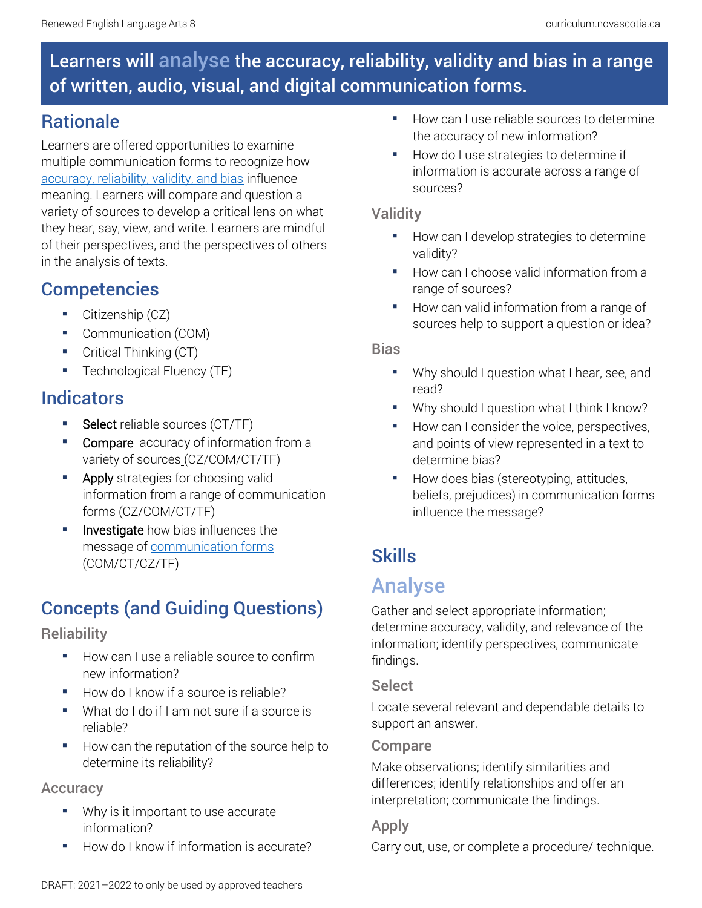# Learners will analyse the accuracy, reliability, validity and bias in a range of written, audio, visual, and digital communication forms.

## Rationale

Learners are offered opportunities to examine multiple communication forms to recognize how accuracy, reliability, validity, and bias influence meaning. Learners will compare and question a variety of sources to develop a critical lens on what they hear, say, view, and write. Learners are mindful of their perspectives, and the perspectives of others in the analysis of texts.

## Competencies

- Citizenship (CZ)
- Communication (COM)
- Critical Thinking (CT)
- Technological Fluency (TF)

## Indicators

- Select reliable sources (CT/TF)
- Compare accuracy of information from a variety of sources (CZ/COM/CT/TF)
- Apply strategies for choosing valid information from a range of communication forms (CZ/COM/CT/TF)
- Investigate how bias influences the message of communication forms (COM/CT/CZ/TF)

## Concepts (and Guiding Questions)

### Reliability

- How can I use a reliable source to confirm new information?
- How do I know if a source is reliable?
- What do I do if I am not sure if a source is reliable?
- How can the reputation of the source help to determine its reliability?

### Accuracy

- Why is it important to use accurate information?
- How do I know if information is accurate?
- How can I use reliable sources to determine the accuracy of new information?
- How do I use strategies to determine if information is accurate across a range of sources?

### Validity

- How can I develop strategies to determine validity?
- How can I choose valid information from a range of sources?
- How can valid information from a range of sources help to support a question or idea?

### Bias

- Why should I question what I hear, see, and read?
- Why should I question what I think I know?
- How can I consider the voice, perspectives, and points of view represented in a text to determine bias?
- How does bias (stereotyping, attitudes, beliefs, prejudices) in communication forms influence the message?

## Skills

## Analyse

Gather and select appropriate information; determine accuracy, validity, and relevance of the information; identify perspectives, communicate findings.

### Select

Locate several relevant and dependable details to support an answer.

### Compare

Make observations; identify similarities and differences; identify relationships and offer an interpretation; communicate the findings.

### Apply

Carry out, use, or complete a procedure/ technique.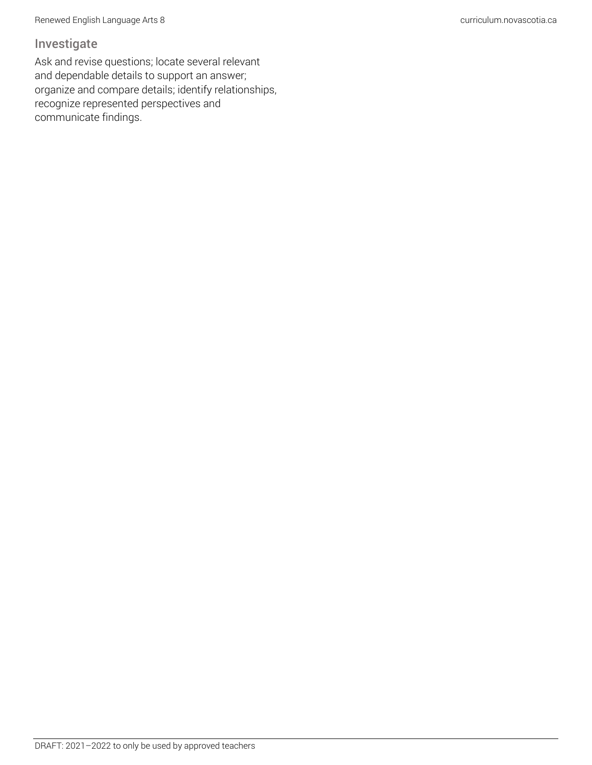### Investigate

Ask and revise questions; locate several relevant and dependable details to support an answer; organize and compare details; identify relationships, recognize represented perspectives and communicate findings.